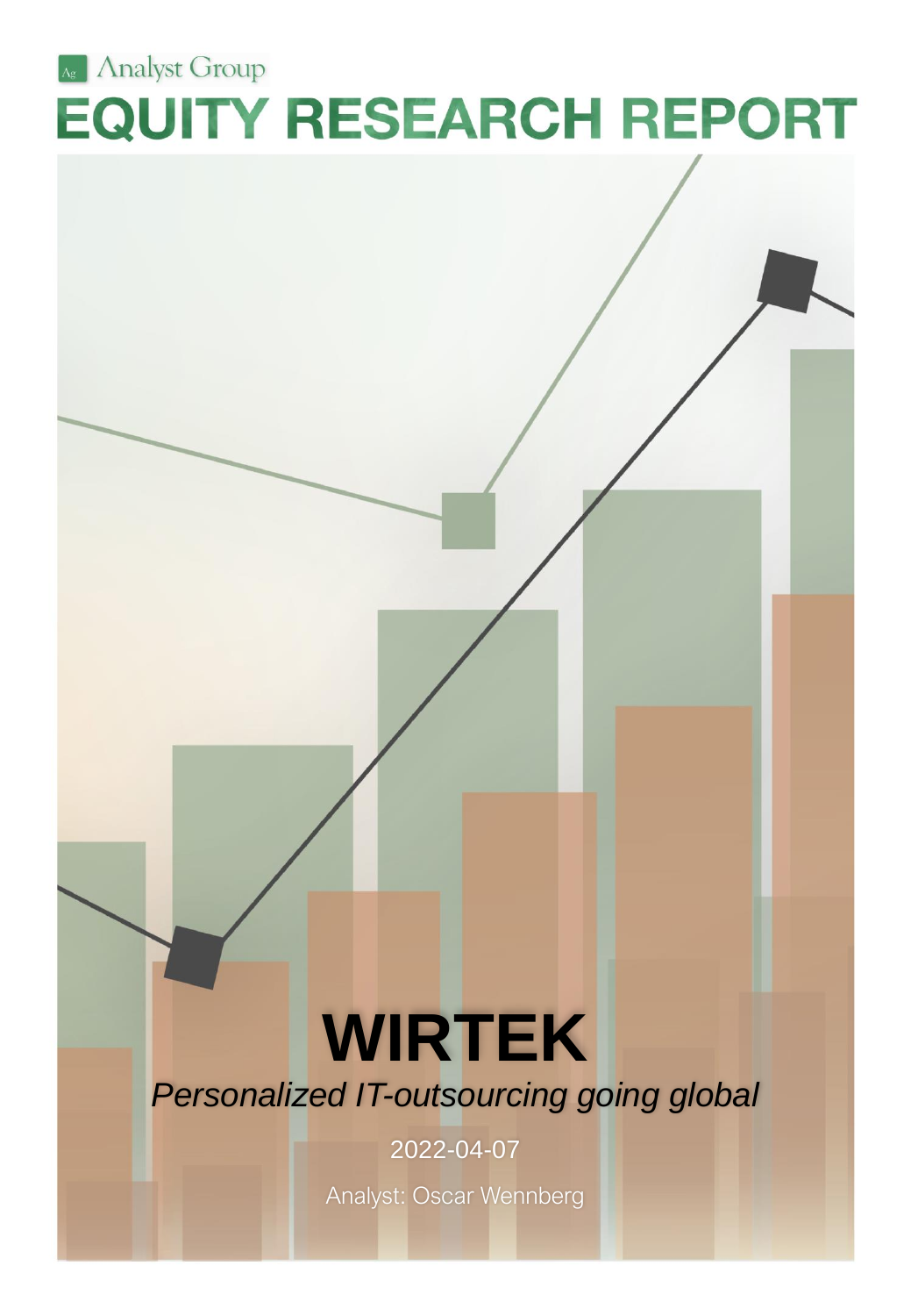Analyst Group

# EQUITY RESEARCH REPORT

# WIRTEK

*Personalized IT-outsourcing going global*

2022-04-07

Analyst: Oscar Wennberg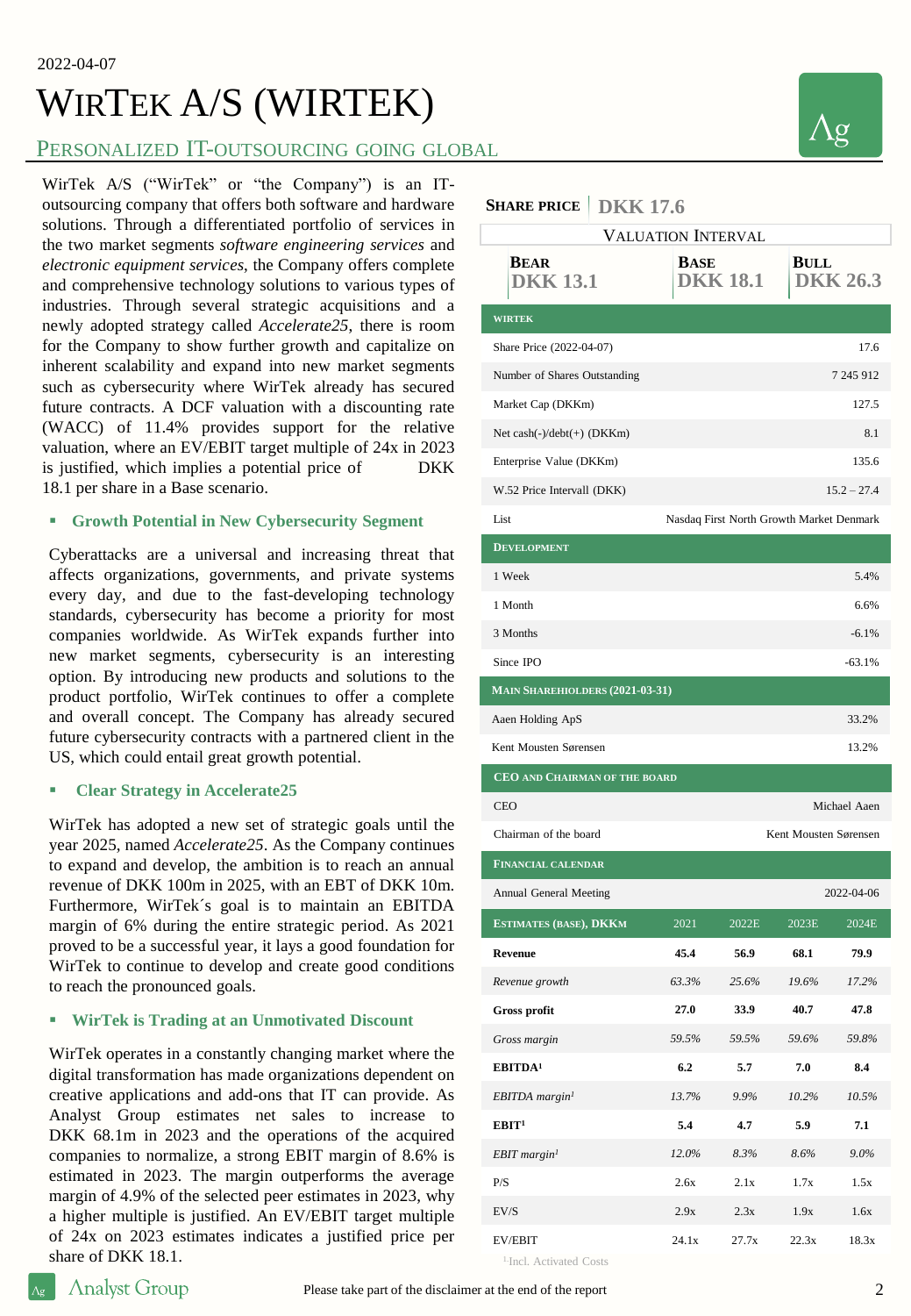2022-04-07

# WIRTEK A/S (WIRTEK)

## PERSONALIZED IT-OUTSOURCING GOING GLOBAL

WirTek A/S ("WirTek" or "the Company") is an IT-outsourcing company that offers both software and hardware solutions. Through a differentiated portfolio of services in the two market segments *software engineering services* and *electronic equipment services*, the Company offers complete and comprehensive technology solutions to various types of industries. Through several strategic acquisitions and a newly adopted strategy called *Accelerate25*, there is room for the Company to show further growth and capitalize on inherent scalability and expand into new market segments such as cybersecurity where WirTek already has secured future contracts. A DCF valuation with a discounting rate (WACC) of 11.4% provides support for the relative valuation, where an EV/EBIT target multiple of 24x in 2023 is justified, which implies a potential price of DKK 18.1 per share in a Base scenario.

- **Growth Potential in New Cybersecurity Segment**

Cyberattacks are a universal and increasing threat that affects organizations, governments, and private systems every day, and due to the fast-developing technology standards, cybersecurity has become a priority for most companies worldwide. As WirTek expands further into new market segments, cybersecurity is an interesting option. By introducing new products and solutions to the product portfolio, WirTek continues to offer a complete and overall concept. The Company has already secured future cybersecurity contracts with a partnered client in the US, which could entail great growth potential.

- **Clear Strategy in Accelerate25**

WirTek has adopted a new set of strategic goals until the year 2025, named *Accelerate25*. As the Company continues to expand and develop, the ambition is to reach an annual revenue of DKK 100m in 2025, with an EBT of DKK 10m. Furthermore, WirTek´s goal is to maintain an EBITDA margin of 6% during the entire strategic period. As 2021 proved to be a successful year, it lays a good foundation for WirTek to continue to develop and create good conditions to reach the pronounced goals.

- **WirTek is Trading at an Unmotivated Discount**

WirTek operates in a constantly changing market where the digital transformation has made organizations dependent on creative applications and add-ons that IT can provide. As Analyst Group estimates net sales to increase to DKK 68.1m in 2023 and the operations of the acquired companies to normalize, a strong EBIT margin of 8.6% is estimated in 2023. The margin outperforms the average margin of 4.9% of the selected peer estimates in 2023, why a higher multiple is justified. An EV/EBIT target multiple of 24x on 2023 estimates indicates a justified price per share of DKK 18.1.

**SHARE PRICE** DKK 17.6

**VALUATION INTERVAL**

| BEAR | BASE | BULL |
|---|---|---|
| DKK 13.1 | DKK 18.1 | DKK 26.3 |

| WIRTEK | |
|---|---|
| Share Price (2022-04-07) | 17.6 |
| Number of Shares Outstanding | 7 245 912 |
| Market Cap (DKKm) | 127.5 |
| Net cash(-)/debt(+) (DKKm) | 8.1 |
| Enterprise Value (DKKm) | 135.6 |
| W.52 Price Intervall (DKK) | 15.2 – 27.4 |
| List | Nasdaq First North Growth Market Denmark |

| DEVELOPMENT | |
|---|---|
| 1 Week | 5.4% |
| 1 Month | 6.6% |
| 3 Months | -6.1% |
| Since IPO | -63.1% |

| MAIN SHAREHOLDERS (2021-03-31) | |
|---|---|
| Aaen Holding ApS | 33.2% |
| Kent Mousten Sørensen | 13.2% |

| CEO AND CHAIRMAN OF THE BOARD | |
|---|---|
| CEO | Michael Aaen |
| Chairman of the board | Kent Mousten Sørensen |

| FINANCIAL CALENDAR | |
|---|---|
| Annual General Meeting | 2022-04-06 |

| ESTIMATES (BASE), DKKM | 2021 | 2022E | 2023E | 2024E |
|---|---|---|---|---|
| **Revenue** | **45.4** | **56.9** | **68.1** | **79.9** |
| *Revenue growth* | *63.3%* | *25.6%* | *19.6%* | *17.2%* |
| **Gross profit** | **27.0** | **33.9** | **40.7** | **47.8** |
| *Gross margin* | *59.5%* | *59.5%* | *59.6%* | *59.8%* |
| **EBITDA[1]** | **6.2** | **5.7** | **7.0** | **8.4** |
| *EBITDA margin[1]* | *13.7%* | *9.9%* | *10.2%* | *10.5%* |
| **EBIT[1]** | **5.4** | **4.7** | **5.9** | **7.1** |
| *EBIT margin[1]* | *12.0%* | *8.3%* | *8.6%* | *9.0%* |
| P/S | 2.6x | 2.1x | 1.7x | 1.5x |
| EV/S | 2.9x | 2.3x | 1.9x | 1.6x |
| EV/EBIT | 24.1x | 27.7x | 22.3x | 18.3x |

[1] Incl. Activated Costs

Please take part of the disclaimer at the end of the report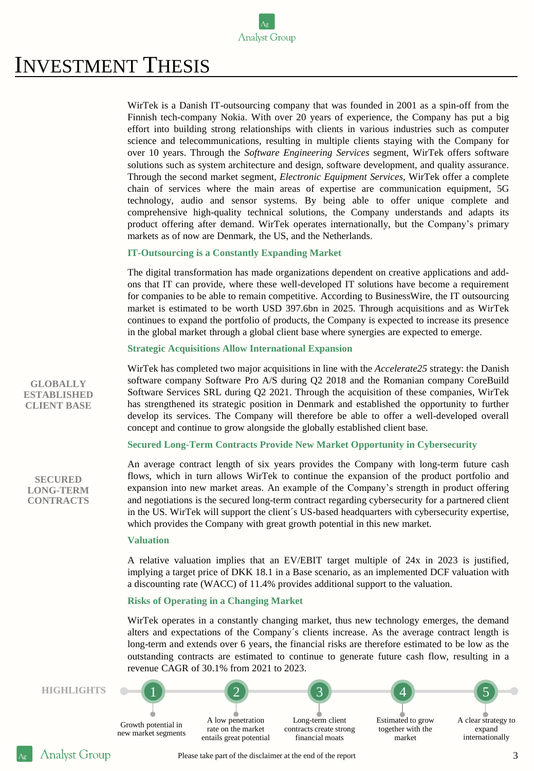# Investment Thesis

WirTek is a Danish IT-outsourcing company that was founded in 2001 as a spin-off from the Finnish tech-company Nokia. With over 20 years of experience, the Company has put a big effort into building strong relationships with clients in various industries such as computer science and telecommunications, resulting in multiple clients staying with the Company for over 10 years. Through the *Software Engineering Services* segment, WirTek offers software solutions such as system architecture and design, software development, and quality assurance. Through the second market segment, *Electronic Equipment Services*, WirTek offer a complete chain of services where the main areas of expertise are communication equipment, 5G technology, audio and sensor systems. By being able to offer unique complete and comprehensive high-quality technical solutions, the Company understands and adapts its product offering after demand. WirTek operates internationally, but the Company's primary markets as of now are Denmark, the US, and the Netherlands.

### IT-Outsourcing is a Constantly Expanding Market

The digital transformation has made organizations dependent on creative applications and add-ons that IT can provide, where these well-developed IT solutions have become a requirement for companies to be able to remain competitive. According to BusinessWire, the IT outsourcing market is estimated to be worth USD 397.6bn in 2025. Through acquisitions and as WirTek continues to expand the portfolio of products, the Company is expected to increase its presence in the global market through a global client base where synergies are expected to emerge.

### Strategic Acquisitions Allow International Expansion

**GLOBALLY ESTABLISHED CLIENT BASE**

WirTek has completed two major acquisitions in line with the *Accelerate25* strategy: the Danish software company Software Pro A/S during Q2 2018 and the Romanian company CoreBuild Software Services SRL during Q2 2021. Through the acquisition of these companies, WirTek has strengthened its strategic position in Denmark and established the opportunity to further develop its services. The Company will therefore be able to offer a well-developed overall concept and continue to grow alongside the globally established client base.

### Secured Long-Term Contracts Provide New Market Opportunity in Cybersecurity

**SECURED LONG-TERM CONTRACTS**

An average contract length of six years provides the Company with long-term future cash flows, which in turn allows WirTek to continue the expansion of the product portfolio and expansion into new market areas. An example of the Company's strength in product offering and negotiations is the secured long-term contract regarding cybersecurity for a partnered client in the US. WirTek will support the client´s US-based headquarters with cybersecurity expertise, which provides the Company with great growth potential in this new market.

### Valuation

A relative valuation implies that an EV/EBIT target multiple of 24x in 2023 is justified, implying a target price of DKK 18.1 in a Base scenario, as an implemented DCF valuation with a discounting rate (WACC) of 11.4% provides additional support to the valuation.

### Risks of Operating in a Changing Market

WirTek operates in a constantly changing market, thus new technology emerges, the demand alters and expectations of the Company´s clients increase. As the average contract length is long-term and extends over 6 years, the financial risks are therefore estimated to be low as the outstanding contracts are estimated to continue to generate future cash flow, resulting in a revenue CAGR of 30.1% from 2021 to 2023.

**HIGHLIGHTS**

1. Growth potential in new market segments
2. A low penetration rate on the market entails great potential
3. Long-term client contracts create strong financial moats
4. Estimated to grow together with the market
5. A clear strategy to expand internationally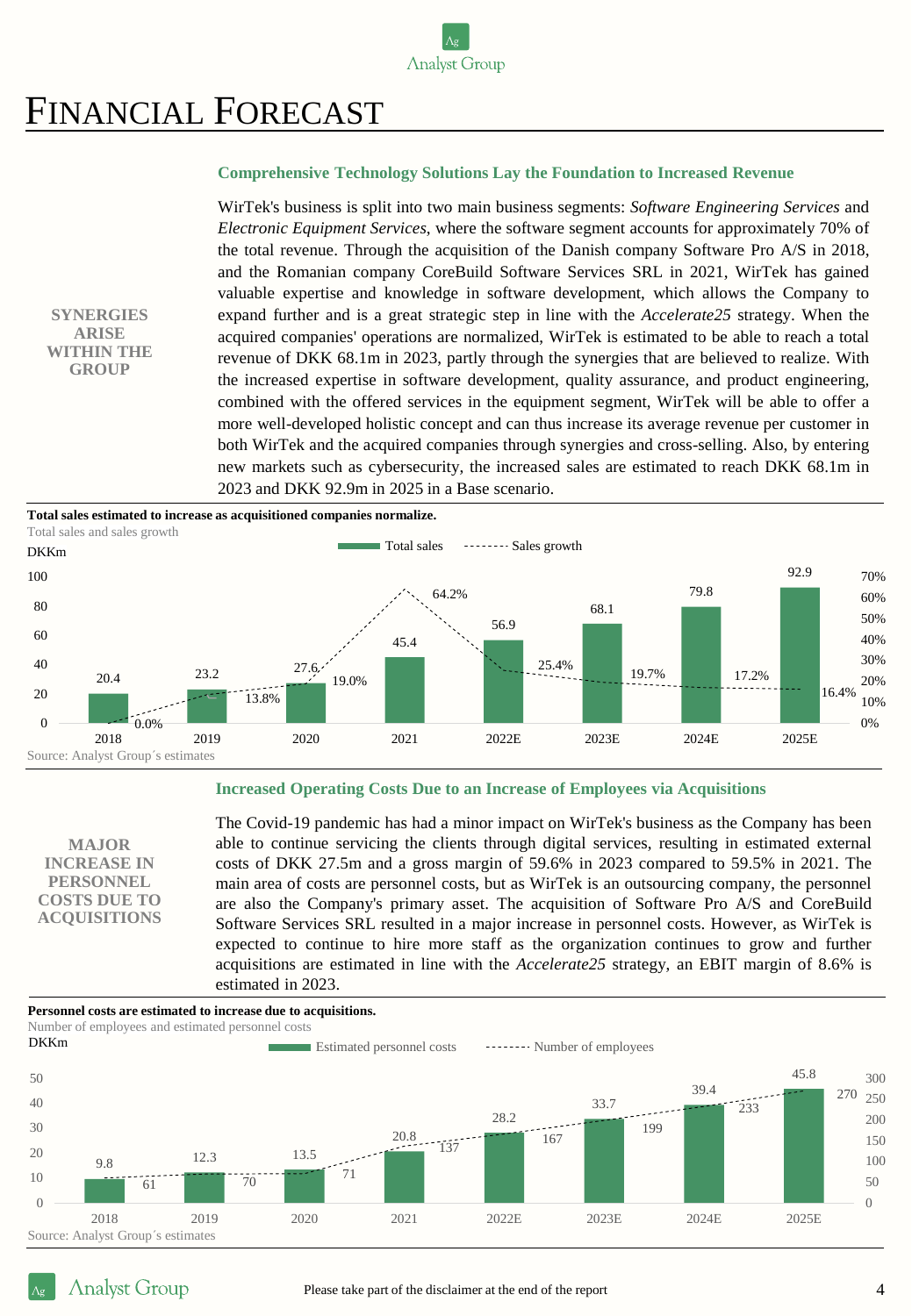# FINANCIAL FORECAST

### Comprehensive Technology Solutions Lay the Foundation to Increased Revenue

**SYNERGIES ARISE WITHIN THE GROUP**

WirTek's business is split into two main business segments: *Software Engineering Services* and *Electronic Equipment Services*, where the software segment accounts for approximately 70% of the total revenue. Through the acquisition of the Danish company Software Pro A/S in 2018, and the Romanian company CoreBuild Software Services SRL in 2021, WirTek has gained valuable expertise and knowledge in software development, which allows the Company to expand further and is a great strategic step in line with the *Accelerate25* strategy. When the acquired companies' operations are normalized, WirTek is estimated to be able to reach a total revenue of DKK 68.1m in 2023, partly through the synergies that are believed to realize. With the increased expertise in software development, quality assurance, and product engineering, combined with the offered services in the equipment segment, WirTek will be able to offer a more well-developed holistic concept and can thus increase its average revenue per customer in both WirTek and the acquired companies through synergies and cross-selling. Also, by entering new markets such as cybersecurity, the increased sales are estimated to reach DKK 68.1m in 2023 and DKK 92.9m in 2025 in a Base scenario.

**Total sales estimated to increase as acquisitioned companies normalize.**

Total sales and sales growth

DKKm

Total sales
Sales growth

2018: 20.4, 0.0%
2019: 23.2, 13.8%
2020: 27.6, 19.0%
2021: 45.4, 64.2%
2022E: 56.9, 25.4%
2023E: 68.1, 19.7%
2024E: 79.8, 17.2%
2025E: 92.9, 16.4%

Source: Analyst Group´s estimates

### Increased Operating Costs Due to an Increase of Employees via Acquisitions

**MAJOR INCREASE IN PERSONNEL COSTS DUE TO ACQUISITIONS**

The Covid-19 pandemic has had a minor impact on WirTek's business as the Company has been able to continue servicing the clients through digital services, resulting in estimated external costs of DKK 27.5m and a gross margin of 59.6% in 2023 compared to 59.5% in 2021. The main area of costs are personnel costs, but as WirTek is an outsourcing company, the personnel are also the Company's primary asset. The acquisition of Software Pro A/S and CoreBuild Software Services SRL resulted in a major increase in personnel costs. However, as WirTek is expected to continue to hire more staff as the organization continues to grow and further acquisitions are estimated in line with the *Accelerate25* strategy, an EBIT margin of 8.6% is estimated in 2023.

**Personnel costs are estimated to increase due to acquisitions.**

Number of employees and estimated personnel costs

DKKm

Estimated personnel costs
Number of employees

2018: 9.8, 61
2019: 12.3, 70
2020: 13.5, 71
2021: 20.8, 137
2022E: 28.2, 167
2023E: 33.7, 199
2024E: 39.4, 233
2025E: 45.8, 270

Source: Analyst Group´s estimates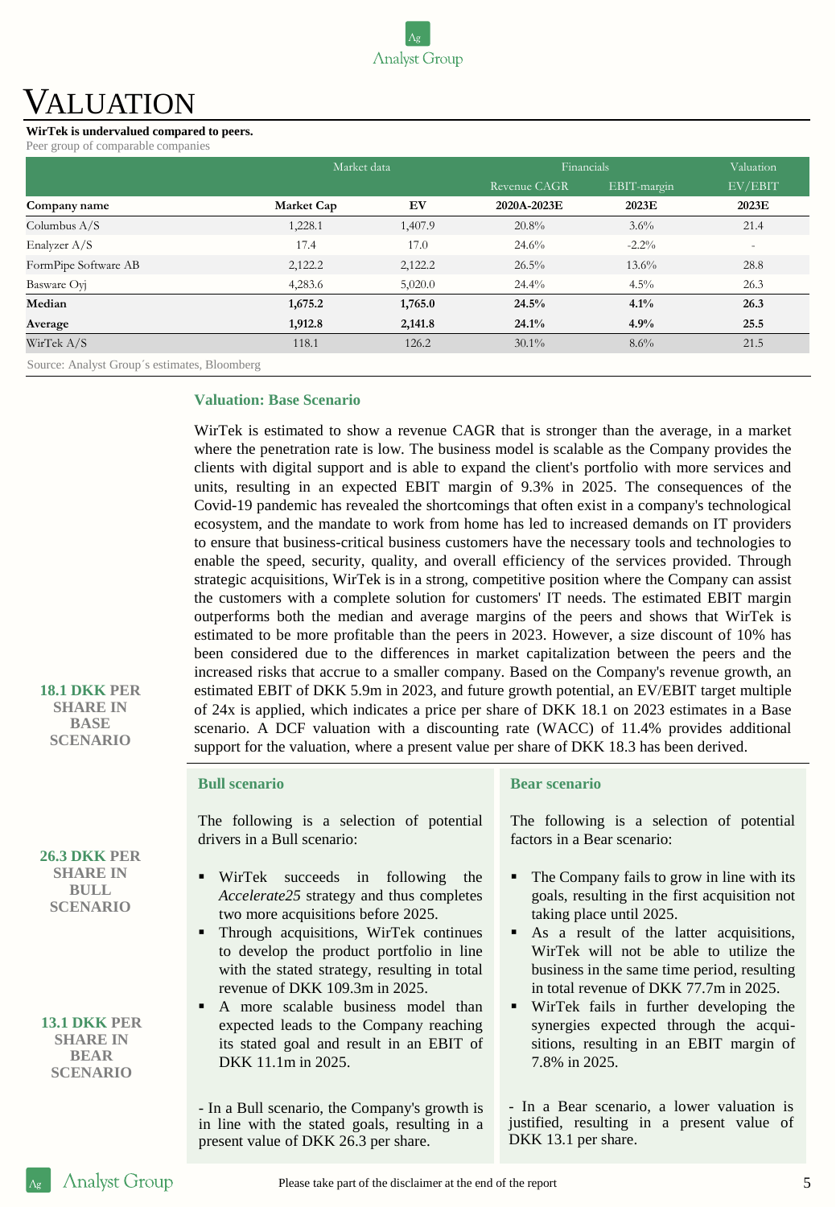# VALUATION

**WirTek is undervalued compared to peers.**
Peer group of comparable companies

| | Market data | | Financials | | Valuation |
|---|---|---|---|---|---|
| | | | Revenue CAGR | EBIT-margin | EV/EBIT |
| **Company name** | **Market Cap** | **EV** | **2020A-2023E** | **2023E** | **2023E** |
| Columbus A/S | 1,228.1 | 1,407.9 | 20.8% | 3.6% | 21.4 |
| Enalyzer A/S | 17.4 | 17.0 | 24.6% | -2.2% | - |
| FormPipe Software AB | 2,122.2 | 2,122.2 | 26.5% | 13.6% | 28.8 |
| Basware Oyj | 4,283.6 | 5,020.0 | 24.4% | 4.5% | 26.3 |
| **Median** | **1,675.2** | **1,765.0** | **24.5%** | **4.1%** | **26.3** |
| **Average** | **1,912.8** | **2,141.8** | **24.1%** | **4.9%** | **25.5** |
| WirTek A/S | 118.1 | 126.2 | 30.1% | 8.6% | 21.5 |

Source: Analyst Group´s estimates, Bloomberg

### Valuation: Base Scenario

**18.1 DKK PER SHARE IN BASE SCENARIO**

WirTek is estimated to show a revenue CAGR that is stronger than the average, in a market where the penetration rate is low. The business model is scalable as the Company provides the clients with digital support and is able to expand the client's portfolio with more services and units, resulting in an expected EBIT margin of 9.3% in 2025. The consequences of the Covid-19 pandemic has revealed the shortcomings that often exist in a company's technological ecosystem, and the mandate to work from home has led to increased demands on IT providers to ensure that business-critical business customers have the necessary tools and technologies to enable the speed, security, quality, and overall efficiency of the services provided. Through strategic acquisitions, WirTek is in a strong, competitive position where the Company can assist the customers with a complete solution for customers' IT needs. The estimated EBIT margin outperforms both the median and average margins of the peers and shows that WirTek is estimated to be more profitable than the peers in 2023. However, a size discount of 10% has been considered due to the differences in market capitalization between the peers and the increased risks that accrue to a smaller company. Based on the Company's revenue growth, an estimated EBIT of DKK 5.9m in 2023, and future growth potential, an EV/EBIT target multiple of 24x is applied, which indicates a price per share of DKK 18.1 on 2023 estimates in a Base scenario. A DCF valuation with a discounting rate (WACC) of 11.4% provides additional support for the valuation, where a present value per share of DKK 18.3 has been derived.

**26.3 DKK PER SHARE IN BULL SCENARIO**

**13.1 DKK PER SHARE IN BEAR SCENARIO**

### Bull scenario

The following is a selection of potential drivers in a Bull scenario:

- WirTek succeeds in following the *Accelerate25* strategy and thus completes two more acquisitions before 2025.
- Through acquisitions, WirTek continues to develop the product portfolio in line with the stated strategy, resulting in total revenue of DKK 109.3m in 2025.
- A more scalable business model than expected leads to the Company reaching its stated goal and result in an EBIT of DKK 11.1m in 2025.

- In a Bull scenario, the Company's growth is in line with the stated goals, resulting in a present value of DKK 26.3 per share.

### Bear scenario

The following is a selection of potential factors in a Bear scenario:

- The Company fails to grow in line with its goals, resulting in the first acquisition not taking place until 2025.
- As a result of the latter acquisitions, WirTek will not be able to utilize the business in the same time period, resulting in total revenue of DKK 77.7m in 2025.
- WirTek fails in further developing the synergies expected through the acquisitions, resulting in an EBIT margin of 7.8% in 2025.

- In a Bear scenario, a lower valuation is justified, resulting in a present value of DKK 13.1 per share.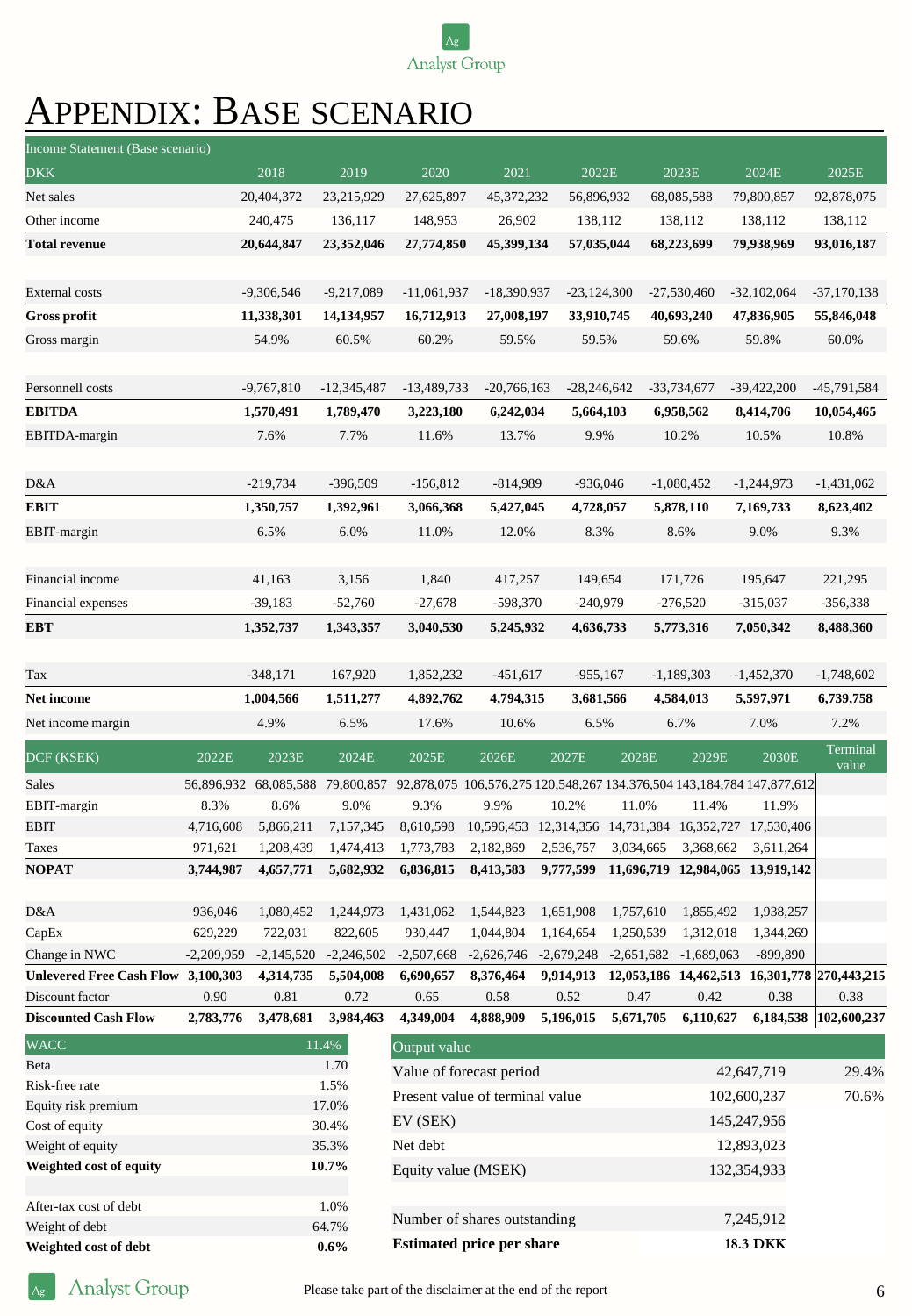# APPENDIX: BASE SCENARIO

| Income Statement (Base scenario) | | | | | | | | |
|---|---|---|---|---|---|---|---|---|
| DKK | 2018 | 2019 | 2020 | 2021 | 2022E | 2023E | 2024E | 2025E |
| Net sales | 20,404,372 | 23,215,929 | 27,625,897 | 45,372,232 | 56,896,932 | 68,085,588 | 79,800,857 | 92,878,075 |
| Other income | 240,475 | 136,117 | 148,953 | 26,902 | 138,112 | 138,112 | 138,112 | 138,112 |
| **Total revenue** | **20,644,847** | **23,352,046** | **27,774,850** | **45,399,134** | **57,035,044** | **68,223,699** | **79,938,969** | **93,016,187** |
| | | | | | | | | |
| External costs | -9,306,546 | -9,217,089 | -11,061,937 | -18,390,937 | -23,124,300 | -27,530,460 | -32,102,064 | -37,170,138 |
| **Gross profit** | **11,338,301** | **14,134,957** | **16,712,913** | **27,008,197** | **33,910,745** | **40,693,240** | **47,836,905** | **55,846,048** |
| Gross margin | 54.9% | 60.5% | 60.2% | 59.5% | 59.5% | 59.6% | 59.8% | 60.0% |
| | | | | | | | | |
| Personnell costs | -9,767,810 | -12,345,487 | -13,489,733 | -20,766,163 | -28,246,642 | -33,734,677 | -39,422,200 | -45,791,584 |
| **EBITDA** | **1,570,491** | **1,789,470** | **3,223,180** | **6,242,034** | **5,664,103** | **6,958,562** | **8,414,706** | **10,054,465** |
| EBITDA-margin | 7.6% | 7.7% | 11.6% | 13.7% | 9.9% | 10.2% | 10.5% | 10.8% |
| | | | | | | | | |
| D&A | -219,734 | -396,509 | -156,812 | -814,989 | -936,046 | -1,080,452 | -1,244,973 | -1,431,062 |
| **EBIT** | **1,350,757** | **1,392,961** | **3,066,368** | **5,427,045** | **4,728,057** | **5,878,110** | **7,169,733** | **8,623,402** |
| EBIT-margin | 6.5% | 6.0% | 11.0% | 12.0% | 8.3% | 8.6% | 9.0% | 9.3% |
| | | | | | | | | |
| Financial income | 41,163 | 3,156 | 1,840 | 417,257 | 149,654 | 171,726 | 195,647 | 221,295 |
| Financial expenses | -39,183 | -52,760 | -27,678 | -598,370 | -240,979 | -276,520 | -315,037 | -356,338 |
| **EBT** | **1,352,737** | **1,343,357** | **3,040,530** | **5,245,932** | **4,636,733** | **5,773,316** | **7,050,342** | **8,488,360** |
| | | | | | | | | |
| Tax | -348,171 | 167,920 | 1,852,232 | -451,617 | -955,167 | -1,189,303 | -1,452,370 | -1,748,602 |
| **Net income** | **1,004,566** | **1,511,277** | **4,892,762** | **4,794,315** | **3,681,566** | **4,584,013** | **5,597,971** | **6,739,758** |
| Net income margin | 4.9% | 6.5% | 17.6% | 10.6% | 6.5% | 6.7% | 7.0% | 7.2% |

| DCF (KSEK) | 2022E | 2023E | 2024E | 2025E | 2026E | 2027E | 2028E | 2029E | 2030E | Terminal value |
|---|---|---|---|---|---|---|---|---|---|---|
| Sales | 56,896,932 | 68,085,588 | 79,800,857 | 92,878,075 | 106,576,275 | 120,548,267 | 134,376,504 | 143,184,784 | 147,877,612 | |
| EBIT-margin | 8.3% | 8.6% | 9.0% | 9.3% | 9.9% | 10.2% | 11.0% | 11.4% | 11.9% | |
| EBIT | 4,716,608 | 5,866,211 | 7,157,345 | 8,610,598 | 10,596,453 | 12,314,356 | 14,731,384 | 16,352,727 | 17,530,406 | |
| Taxes | 971,621 | 1,208,439 | 1,474,413 | 1,773,783 | 2,182,869 | 2,536,757 | 3,034,665 | 3,368,662 | 3,611,264 | |
| **NOPAT** | **3,744,987** | **4,657,771** | **5,682,932** | **6,836,815** | **8,413,583** | **9,777,599** | **11,696,719** | **12,984,065** | **13,919,142** | |
| | | | | | | | | | | |
| D&A | 936,046 | 1,080,452 | 1,244,973 | 1,431,062 | 1,544,823 | 1,651,908 | 1,757,610 | 1,855,492 | 1,938,257 | |
| CapEx | 629,229 | 722,031 | 822,605 | 930,447 | 1,044,804 | 1,164,654 | 1,250,539 | 1,312,018 | 1,344,269 | |
| Change in NWC | -2,209,959 | -2,145,520 | -2,246,502 | -2,507,668 | -2,626,746 | -2,679,248 | -2,651,682 | -1,689,063 | -899,890 | |
| **Unlevered Free Cash Flow** | **3,100,303** | **4,314,735** | **5,504,008** | **6,690,657** | **8,376,464** | **9,914,913** | **12,053,186** | **14,462,513** | **16,301,778** | **270,443,215** |
| Discount factor | 0.90 | 0.81 | 0.72 | 0.65 | 0.58 | 0.52 | 0.47 | 0.42 | 0.38 | 0.38 |
| **Discounted Cash Flow** | **2,783,776** | **3,478,681** | **3,984,463** | **4,349,004** | **4,888,909** | **5,196,015** | **5,671,705** | **6,110,627** | **6,184,538** | **102,600,237** |

| WACC | 11.4% |
|---|---|
| Beta | 1.70 |
| Risk-free rate | 1.5% |
| Equity risk premium | 17.0% |
| Cost of equity | 30.4% |
| Weight of equity | 35.3% |
| **Weighted cost of equity** | **10.7%** |
| | |
| After-tax cost of debt | 1.0% |
| Weight of debt | 64.7% |
| **Weighted cost of debt** | **0.6%** |

| Output value | | |
|---|---|---|
| Value of forecast period | 42,647,719 | 29.4% |
| Present value of terminal value | 102,600,237 | 70.6% |
| EV (SEK) | 145,247,956 | |
| Net debt | 12,893,023 | |
| Equity value (MSEK) | 132,354,933 | |
| | | |
| Number of shares outstanding | 7,245,912 | |
| **Estimated price per share** | **18.3 DKK** | |

Please take part of the disclaimer at the end of the report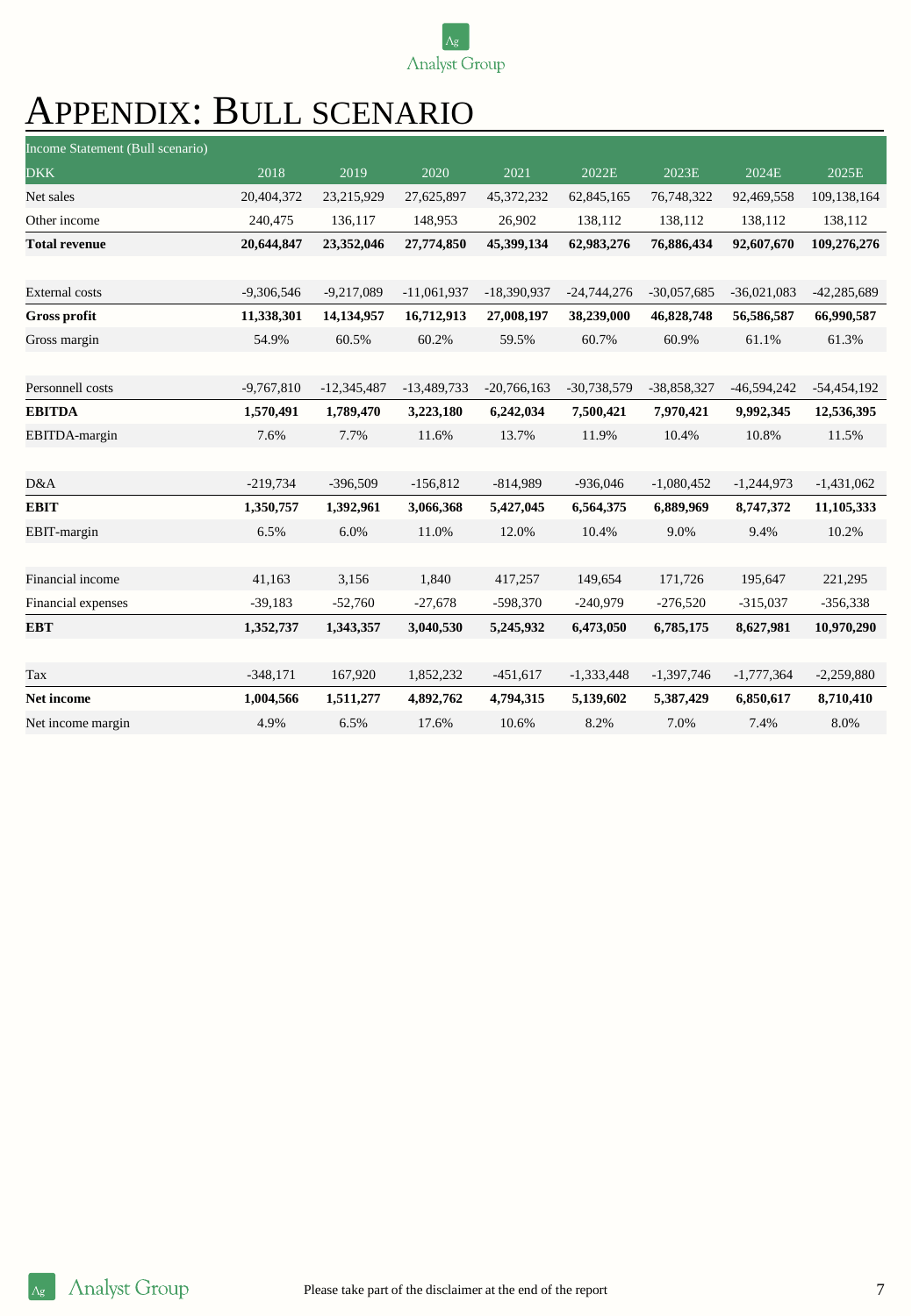# APPENDIX: BULL SCENARIO

| Income Statement (Bull scenario) | | | | | | | | |
|---|---|---|---|---|---|---|---|---|
| DKK | 2018 | 2019 | 2020 | 2021 | 2022E | 2023E | 2024E | 2025E |
| Net sales | 20,404,372 | 23,215,929 | 27,625,897 | 45,372,232 | 62,845,165 | 76,748,322 | 92,469,558 | 109,138,164 |
| Other income | 240,475 | 136,117 | 148,953 | 26,902 | 138,112 | 138,112 | 138,112 | 138,112 |
| **Total revenue** | **20,644,847** | **23,352,046** | **27,774,850** | **45,399,134** | **62,983,276** | **76,886,434** | **92,607,670** | **109,276,276** |
| | | | | | | | | |
| External costs | -9,306,546 | -9,217,089 | -11,061,937 | -18,390,937 | -24,744,276 | -30,057,685 | -36,021,083 | -42,285,689 |
| **Gross profit** | **11,338,301** | **14,134,957** | **16,712,913** | **27,008,197** | **38,239,000** | **46,828,748** | **56,586,587** | **66,990,587** |
| Gross margin | 54.9% | 60.5% | 60.2% | 59.5% | 60.7% | 60.9% | 61.1% | 61.3% |
| | | | | | | | | |
| Personnell costs | -9,767,810 | -12,345,487 | -13,489,733 | -20,766,163 | -30,738,579 | -38,858,327 | -46,594,242 | -54,454,192 |
| **EBITDA** | **1,570,491** | **1,789,470** | **3,223,180** | **6,242,034** | **7,500,421** | **7,970,421** | **9,992,345** | **12,536,395** |
| EBITDA-margin | 7.6% | 7.7% | 11.6% | 13.7% | 11.9% | 10.4% | 10.8% | 11.5% |
| | | | | | | | | |
| D&A | -219,734 | -396,509 | -156,812 | -814,989 | -936,046 | -1,080,452 | -1,244,973 | -1,431,062 |
| **EBIT** | **1,350,757** | **1,392,961** | **3,066,368** | **5,427,045** | **6,564,375** | **6,889,969** | **8,747,372** | **11,105,333** |
| EBIT-margin | 6.5% | 6.0% | 11.0% | 12.0% | 10.4% | 9.0% | 9.4% | 10.2% |
| | | | | | | | | |
| Financial income | 41,163 | 3,156 | 1,840 | 417,257 | 149,654 | 171,726 | 195,647 | 221,295 |
| Financial expenses | -39,183 | -52,760 | -27,678 | -598,370 | -240,979 | -276,520 | -315,037 | -356,338 |
| **EBT** | **1,352,737** | **1,343,357** | **3,040,530** | **5,245,932** | **6,473,050** | **6,785,175** | **8,627,981** | **10,970,290** |
| | | | | | | | | |
| Tax | -348,171 | 167,920 | 1,852,232 | -451,617 | -1,333,448 | -1,397,746 | -1,777,364 | -2,259,880 |
| **Net income** | **1,004,566** | **1,511,277** | **4,892,762** | **4,794,315** | **5,139,602** | **5,387,429** | **6,850,617** | **8,710,410** |
| Net income margin | 4.9% | 6.5% | 17.6% | 10.6% | 8.2% | 7.0% | 7.4% | 8.0% |

Please take part of the disclaimer at the end of the report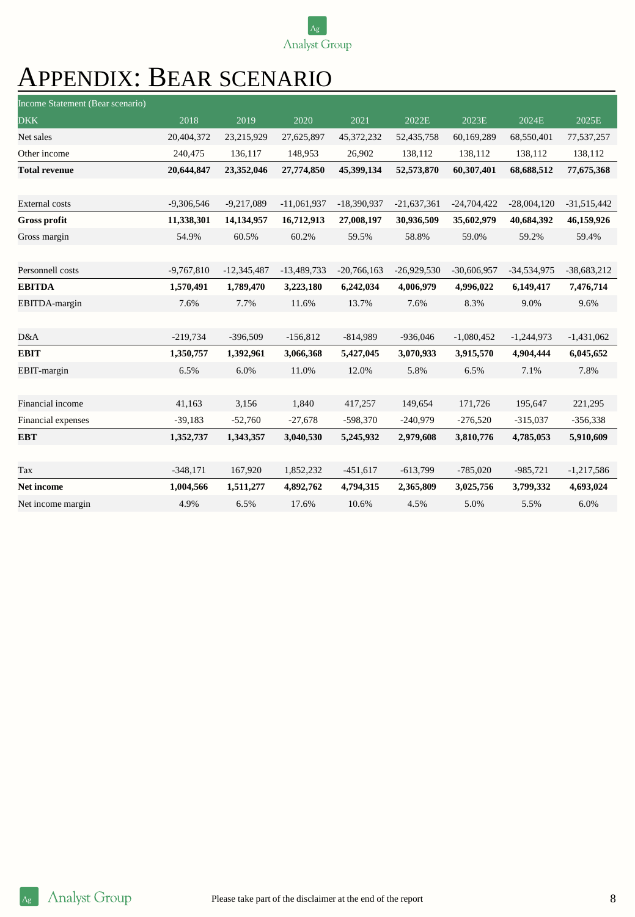# Appendix: Bear scenario

| Income Statement (Bear scenario) | | | | | | | | |
|---|---|---|---|---|---|---|---|---|
| DKK | 2018 | 2019 | 2020 | 2021 | 2022E | 2023E | 2024E | 2025E |
| Net sales | 20,404,372 | 23,215,929 | 27,625,897 | 45,372,232 | 52,435,758 | 60,169,289 | 68,550,401 | 77,537,257 |
| Other income | 240,475 | 136,117 | 148,953 | 26,902 | 138,112 | 138,112 | 138,112 | 138,112 |
| **Total revenue** | **20,644,847** | **23,352,046** | **27,774,850** | **45,399,134** | **52,573,870** | **60,307,401** | **68,688,512** | **77,675,368** |
| | | | | | | | | |
| External costs | -9,306,546 | -9,217,089 | -11,061,937 | -18,390,937 | -21,637,361 | -24,704,422 | -28,004,120 | -31,515,442 |
| **Gross profit** | **11,338,301** | **14,134,957** | **16,712,913** | **27,008,197** | **30,936,509** | **35,602,979** | **40,684,392** | **46,159,926** |
| Gross margin | 54.9% | 60.5% | 60.2% | 59.5% | 58.8% | 59.0% | 59.2% | 59.4% |
| | | | | | | | | |
| Personnell costs | -9,767,810 | -12,345,487 | -13,489,733 | -20,766,163 | -26,929,530 | -30,606,957 | -34,534,975 | -38,683,212 |
| **EBITDA** | **1,570,491** | **1,789,470** | **3,223,180** | **6,242,034** | **4,006,979** | **4,996,022** | **6,149,417** | **7,476,714** |
| EBITDA-margin | 7.6% | 7.7% | 11.6% | 13.7% | 7.6% | 8.3% | 9.0% | 9.6% |
| | | | | | | | | |
| D&A | -219,734 | -396,509 | -156,812 | -814,989 | -936,046 | -1,080,452 | -1,244,973 | -1,431,062 |
| **EBIT** | **1,350,757** | **1,392,961** | **3,066,368** | **5,427,045** | **3,070,933** | **3,915,570** | **4,904,444** | **6,045,652** |
| EBIT-margin | 6.5% | 6.0% | 11.0% | 12.0% | 5.8% | 6.5% | 7.1% | 7.8% |
| | | | | | | | | |
| Financial income | 41,163 | 3,156 | 1,840 | 417,257 | 149,654 | 171,726 | 195,647 | 221,295 |
| Financial expenses | -39,183 | -52,760 | -27,678 | -598,370 | -240,979 | -276,520 | -315,037 | -356,338 |
| **EBT** | **1,352,737** | **1,343,357** | **3,040,530** | **5,245,932** | **2,979,608** | **3,810,776** | **4,785,053** | **5,910,609** |
| | | | | | | | | |
| Tax | -348,171 | 167,920 | 1,852,232 | -451,617 | -613,799 | -785,020 | -985,721 | -1,217,586 |
| **Net income** | **1,004,566** | **1,511,277** | **4,892,762** | **4,794,315** | **2,365,809** | **3,025,756** | **3,799,332** | **4,693,024** |
| Net income margin | 4.9% | 6.5% | 17.6% | 10.6% | 4.5% | 5.0% | 5.5% | 6.0% |

Please take part of the disclaimer at the end of the report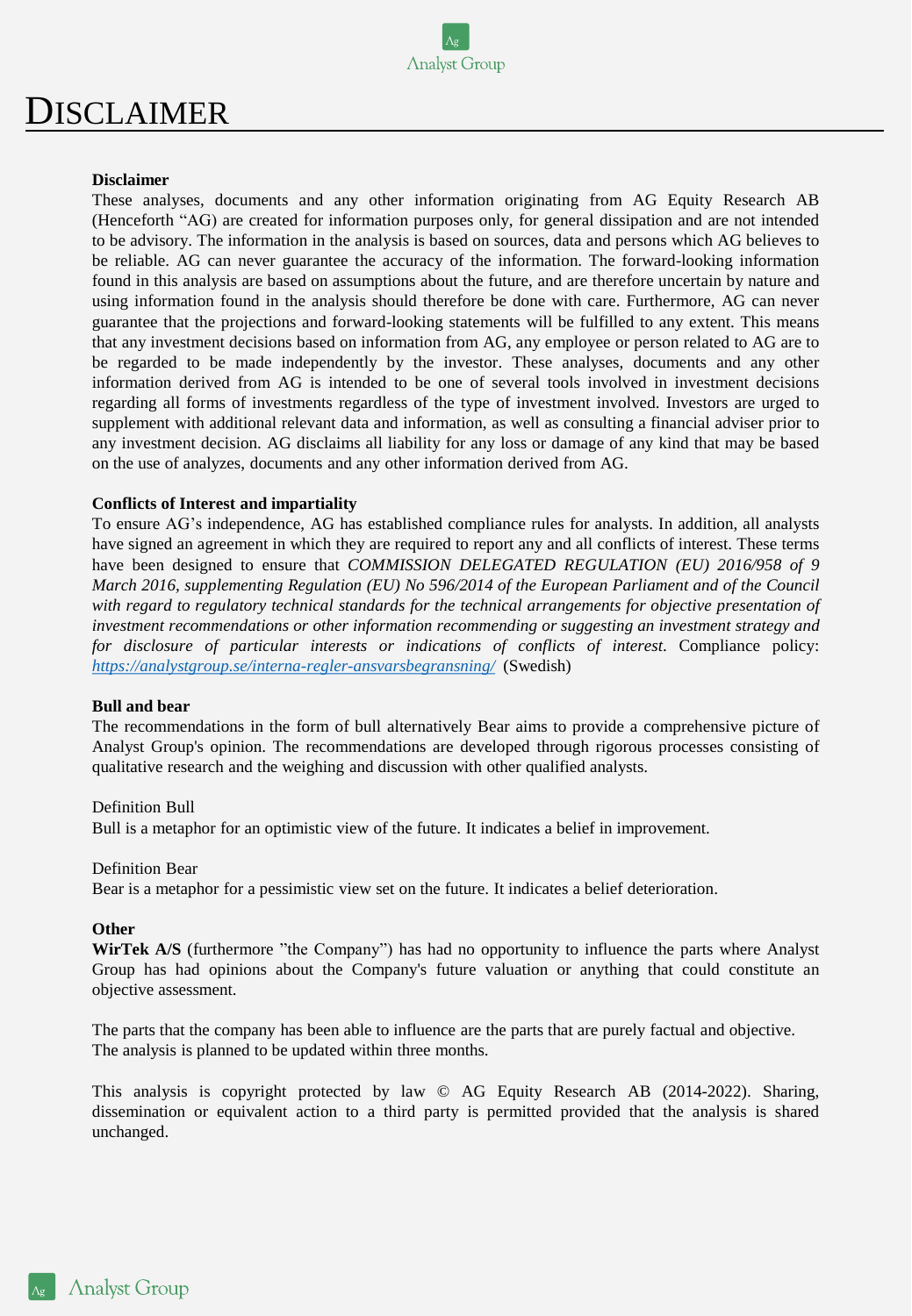# DISCLAIMER

**Disclaimer**

These analyses, documents and any other information originating from AG Equity Research AB (Henceforth "AG") are created for information purposes only, for general dissipation and are not intended to be advisory. The information in the analysis is based on sources, data and persons which AG believes to be reliable. AG can never guarantee the accuracy of the information. The forward-looking information found in this analysis are based on assumptions about the future, and are therefore uncertain by nature and using information found in the analysis should therefore be done with care. Furthermore, AG can never guarantee that the projections and forward-looking statements will be fulfilled to any extent. This means that any investment decisions based on information from AG, any employee or person related to AG are to be regarded to be made independently by the investor. These analyses, documents and any other information derived from AG is intended to be one of several tools involved in investment decisions regarding all forms of investments regardless of the type of investment involved. Investors are urged to supplement with additional relevant data and information, as well as consulting a financial adviser prior to any investment decision. AG disclaims all liability for any loss or damage of any kind that may be based on the use of analyzes, documents and any other information derived from AG.

**Conflicts of Interest and impartiality**

To ensure AG's independence, AG has established compliance rules for analysts. In addition, all analysts have signed an agreement in which they are required to report any and all conflicts of interest. These terms have been designed to ensure that *COMMISSION DELEGATED REGULATION (EU) 2016/958 of 9 March 2016, supplementing Regulation (EU) No 596/2014 of the European Parliament and of the Council with regard to regulatory technical standards for the technical arrangements for objective presentation of investment recommendations or other information recommending or suggesting an investment strategy and for disclosure of particular interests or indications of conflicts of interest*. Compliance policy: https://analystgroup.se/interna-regler-ansvarsbegransning/ (Swedish)

**Bull and bear**

The recommendations in the form of bull alternatively Bear aims to provide a comprehensive picture of Analyst Group's opinion. The recommendations are developed through rigorous processes consisting of qualitative research and the weighing and discussion with other qualified analysts.

Definition Bull

Bull is a metaphor for an optimistic view of the future. It indicates a belief in improvement.

Definition Bear

Bear is a metaphor for a pessimistic view set on the future. It indicates a belief deterioration.

**Other**

**WirTek A/S** (furthermore "the Company") has had no opportunity to influence the parts where Analyst Group has had opinions about the Company's future valuation or anything that could constitute an objective assessment.

The parts that the company has been able to influence are the parts that are purely factual and objective. The analysis is planned to be updated within three months.

This analysis is copyright protected by law © AG Equity Research AB (2014-2022). Sharing, dissemination or equivalent action to a third party is permitted provided that the analysis is shared unchanged.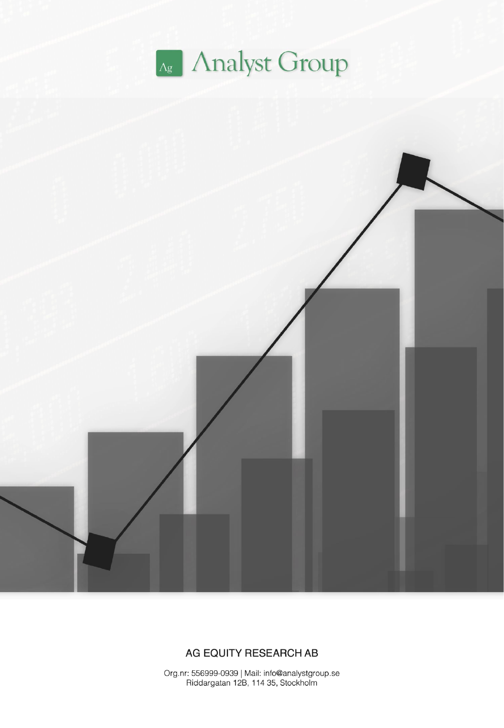Analyst Group

AG EQUITY RESEARCH AB

Org.nr: 556999-0939 | Mail: info@analystgroup.se
Riddargatan 12B, 114 35, Stockholm